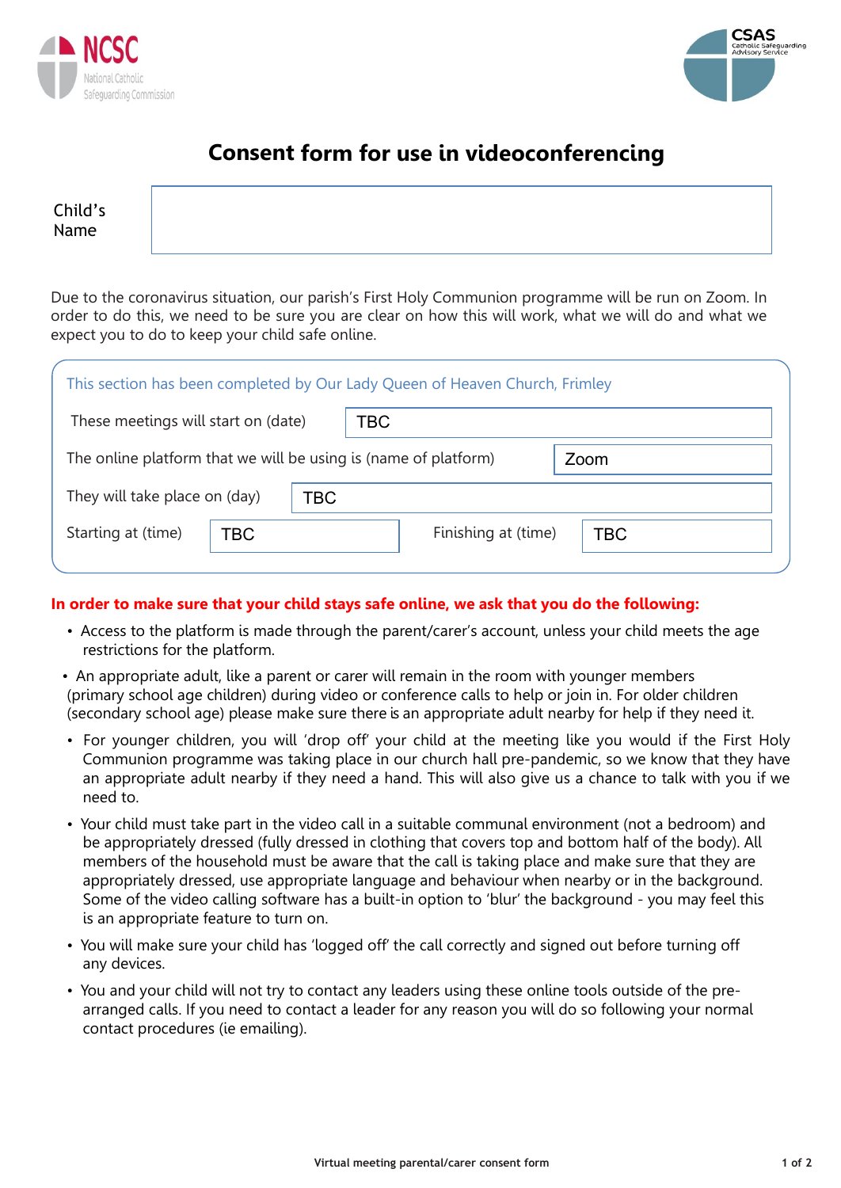NCSC National Catholic Safeguarding Commission

CSAS Catholic Safeguarding Advisory Service

# Consent form for use in videoconferencing

| Child's Name | |
|---|---|

Due to the coronavirus situation, our parish's First Holy Communion programme will be run on Zoom. In order to do this, we need to be sure you are clear on how this will work, what we will do and what we expect you to do to keep your child safe online.

This section has been completed by Our Lady Queen of Heaven Church, Frimley

| | | | |
|---|---|---|---|
| These meetings will start on (date) | TBC | | |
| The online platform that we will be using is (name of platform) | Zoom | | |
| They will take place on (day) | TBC | | |
| Starting at (time) | TBC | Finishing at (time) | TBC |

**In order to make sure that your child stays safe online, we ask that you do the following:**

- Access to the platform is made through the parent/carer's account, unless your child meets the age restrictions for the platform.
- An appropriate adult, like a parent or carer will remain in the room with younger members (primary school age children) during video or conference calls to help or join in. For older children (secondary school age) please make sure there is an appropriate adult nearby for help if they need it.
- For younger children, you will 'drop off' your child at the meeting like you would if the First Holy Communion programme was taking place in our church hall pre-pandemic, so we know that they have an appropriate adult nearby if they need a hand. This will also give us a chance to talk with you if we need to.
- Your child must take part in the video call in a suitable communal environment (not a bedroom) and be appropriately dressed (fully dressed in clothing that covers top and bottom half of the body). All members of the household must be aware that the call is taking place and make sure that they are appropriately dressed, use appropriate language and behaviour when nearby or in the background. Some of the video calling software has a built-in option to 'blur' the background - you may feel this is an appropriate feature to turn on.
- You will make sure your child has 'logged off' the call correctly and signed out before turning off any devices.
- You and your child will not try to contact any leaders using these online tools outside of the pre-arranged calls. If you need to contact a leader for any reason you will do so following your normal contact procedures (ie emailing).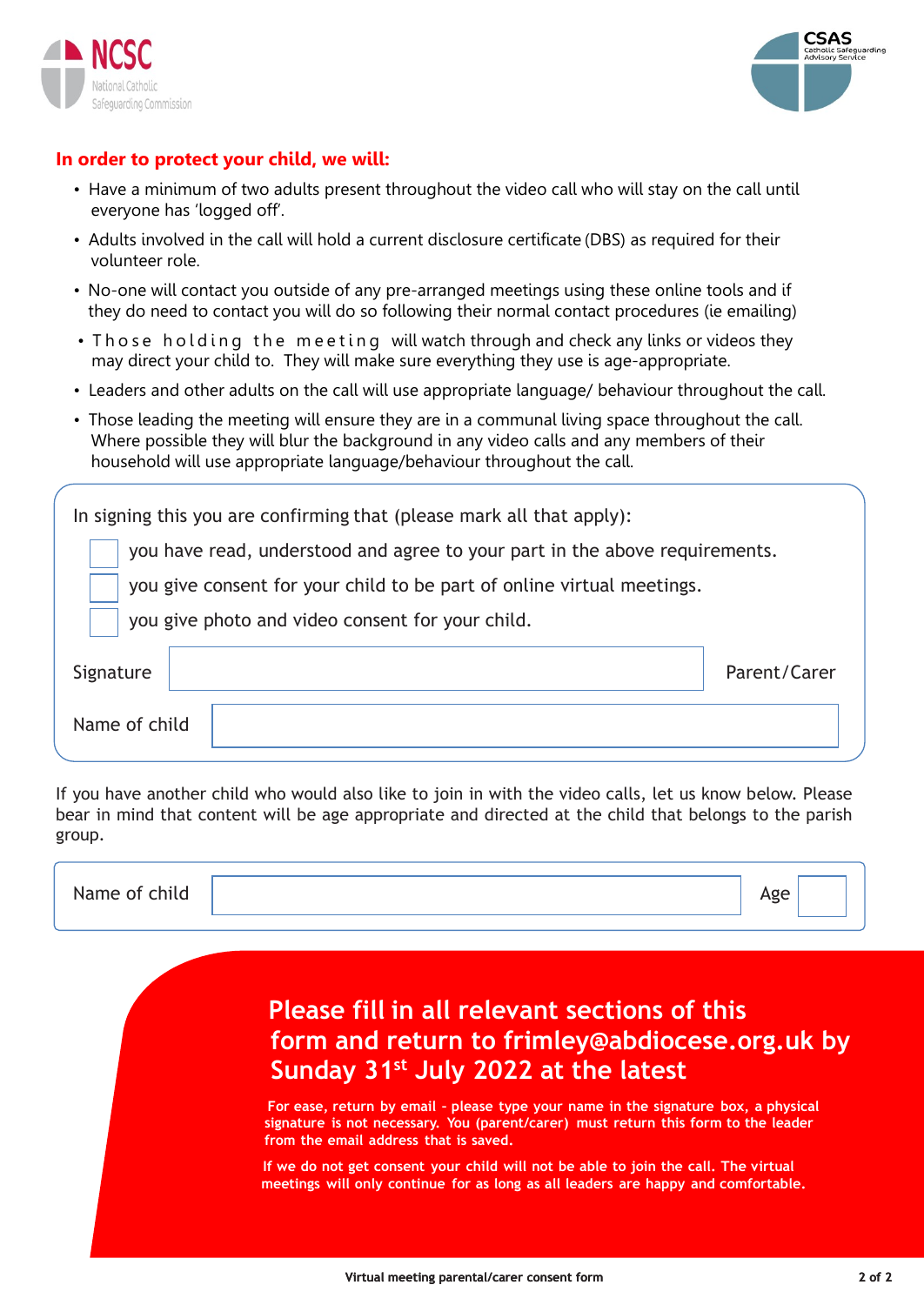**In order to protect your child, we will:**

- Have a minimum of two adults present throughout the video call who will stay on the call until everyone has 'logged off'.
- Adults involved in the call will hold a current disclosure certificate (DBS) as required for their volunteer role.
- No-one will contact you outside of any pre-arranged meetings using these online tools and if they do need to contact you will do so following their normal contact procedures (ie emailing)
- Those holding the meeting will watch through and check any links or videos they may direct your child to. They will make sure everything they use is age-appropriate.
- Leaders and other adults on the call will use appropriate language/ behaviour throughout the call.
- Those leading the meeting will ensure they are in a communal living space throughout the call. Where possible they will blur the background in any video calls and any members of their household will use appropriate language/behaviour throughout the call.

In signing this you are confirming that (please mark all that apply):

- [ ] you have read, understood and agree to your part in the above requirements.
- [ ] you give consent for your child to be part of online virtual meetings.
- [ ] you give photo and video consent for your child.

Signature ____________________ Parent/Carer

Name of child ____________________

If you have another child who would also like to join in with the video calls, let us know below. Please bear in mind that content will be age appropriate and directed at the child that belongs to the parish group.

Name of child ____________________ Age ____

**Please fill in all relevant sections of this form and return to frimley@abdiocese.org.uk by Sunday 31st July 2022 at the latest**

**For ease, return by email - please type your name in the signature box, a physical signature is not necessary. You (parent/carer) must return this form to the leader from the email address that is saved.**

**If we do not get consent your child will not be able to join the call. The virtual meetings will only continue for as long as all leaders are happy and comfortable.**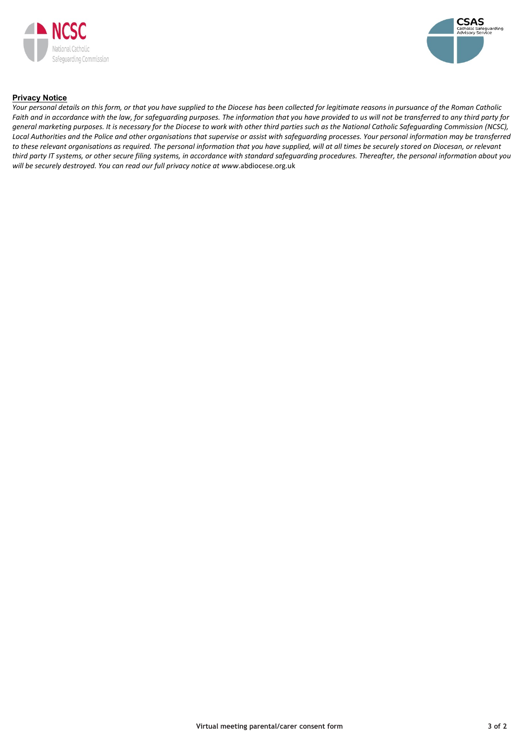**Privacy Notice**

*Your personal details on this form, or that you have supplied to the Diocese has been collected for legitimate reasons in pursuance of the Roman Catholic Faith and in accordance with the law, for safeguarding purposes. The information that you have provided to us will not be transferred to any third party for general marketing purposes. It is necessary for the Diocese to work with other third parties such as the National Catholic Safeguarding Commission (NCSC), Local Authorities and the Police and other organisations that supervise or assist with safeguarding processes. Your personal information may be transferred to these relevant organisations as required. The personal information that you have supplied, will at all times be securely stored on Diocesan, or relevant third party IT systems, or other secure filing systems, in accordance with standard safeguarding procedures. Thereafter, the personal information about you will be securely destroyed. You can read our full privacy notice at www.*abdiocese.org.uk